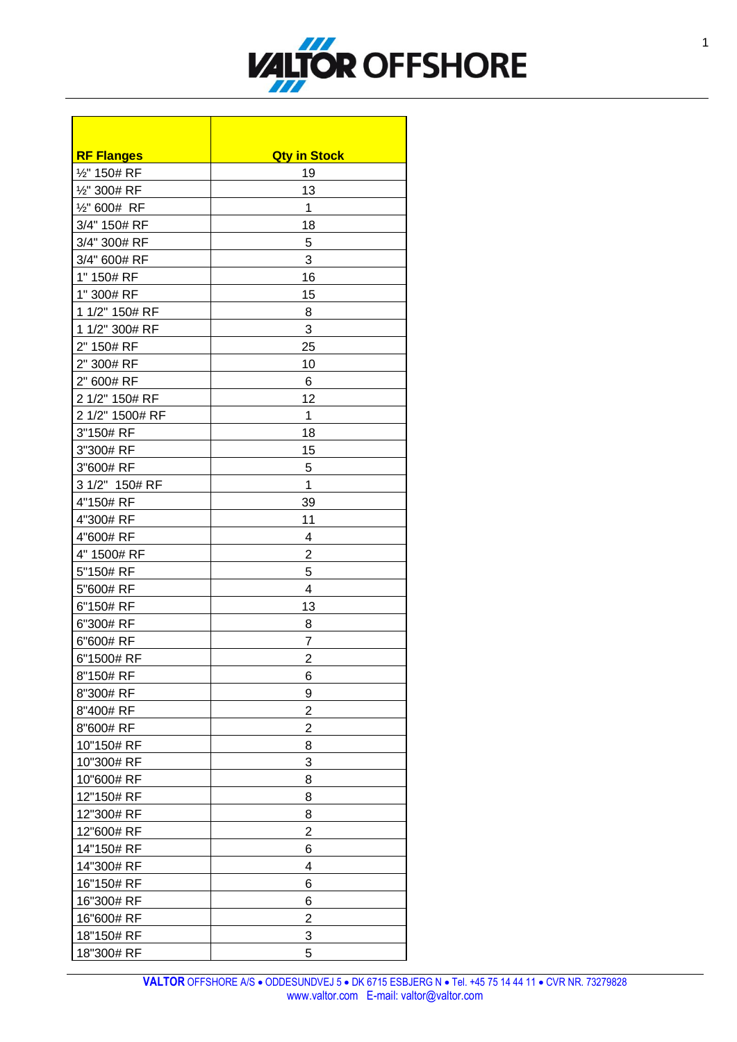| RF Flanges | Qty in Stock |
|---|---|
| ½" 150# RF | 19 |
| ½" 300# RF | 13 |
| ½" 600#  RF | 1 |
| 3/4" 150# RF | 18 |
| 3/4" 300# RF | 5 |
| 3/4" 600# RF | 3 |
| 1" 150# RF | 16 |
| 1" 300# RF | 15 |
| 1 1/2" 150# RF | 8 |
| 1 1/2" 300# RF | 3 |
| 2" 150# RF | 25 |
| 2" 300# RF | 10 |
| 2" 600# RF | 6 |
| 2 1/2" 150# RF | 12 |
| 2 1/2" 1500# RF | 1 |
| 3"150# RF | 18 |
| 3"300# RF | 15 |
| 3"600# RF | 5 |
| 3 1/2"  150# RF | 1 |
| 4"150# RF | 39 |
| 4"300# RF | 11 |
| 4"600# RF | 4 |
| 4" 1500# RF | 2 |
| 5"150# RF | 5 |
| 5"600# RF | 4 |
| 6"150# RF | 13 |
| 6"300# RF | 8 |
| 6"600# RF | 7 |
| 6"1500# RF | 2 |
| 8"150# RF | 6 |
| 8"300# RF | 9 |
| 8"400# RF | 2 |
| 8"600# RF | 2 |
| 10"150# RF | 8 |
| 10"300# RF | 3 |
| 10"600# RF | 8 |
| 12"150# RF | 8 |
| 12"300# RF | 8 |
| 12"600# RF | 2 |
| 14"150# RF | 6 |
| 14"300# RF | 4 |
| 16"150# RF | 6 |
| 16"300# RF | 6 |
| 16"600# RF | 2 |
| 18"150# RF | 3 |
| 18"300# RF | 5 |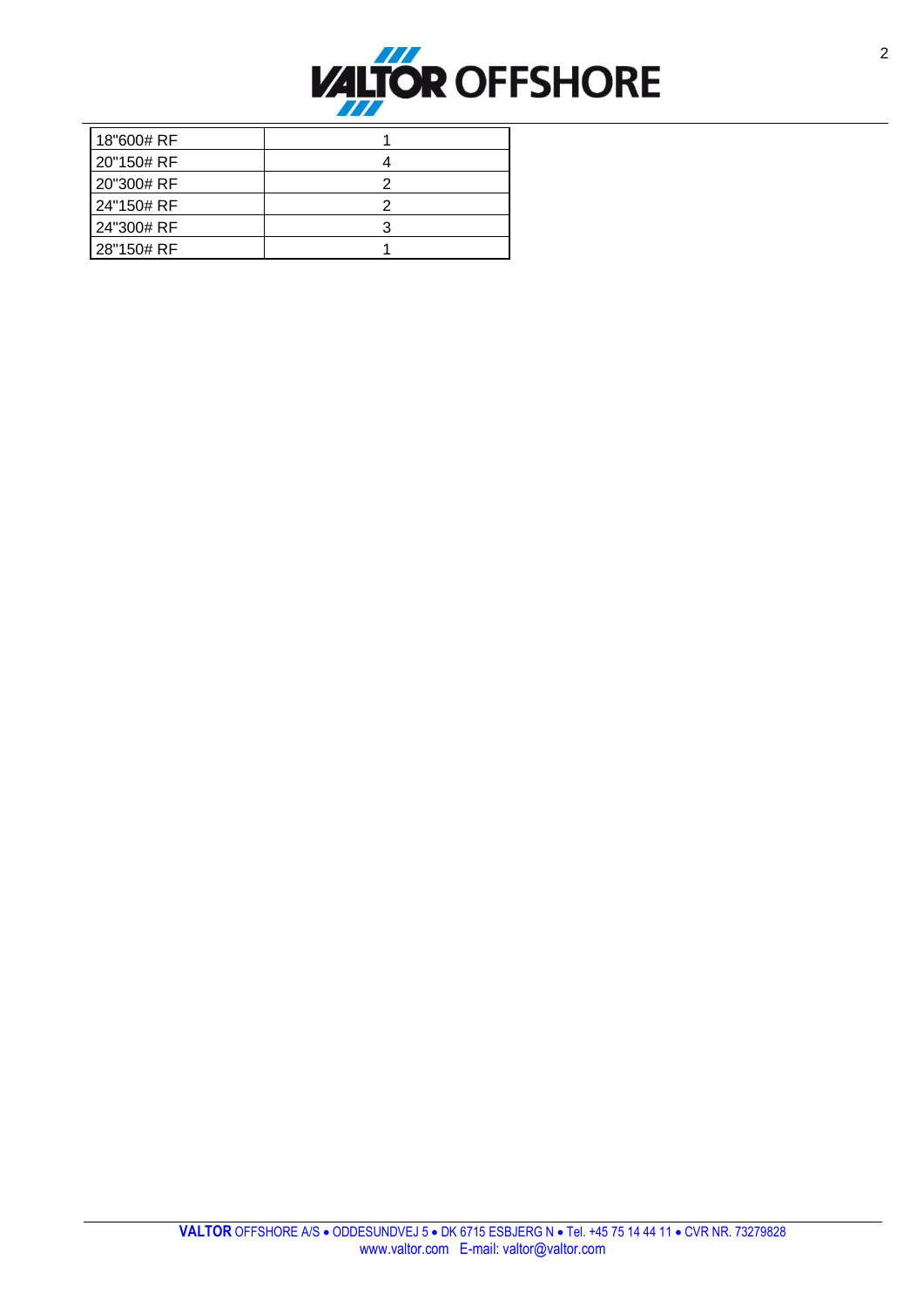| 18"600# RF | 1 |
| --- | --- |
| 20"150# RF | 4 |
| 20"300# RF | 2 |
| 24"150# RF | 2 |
| 24"300# RF | 3 |
| 28"150# RF | 1 |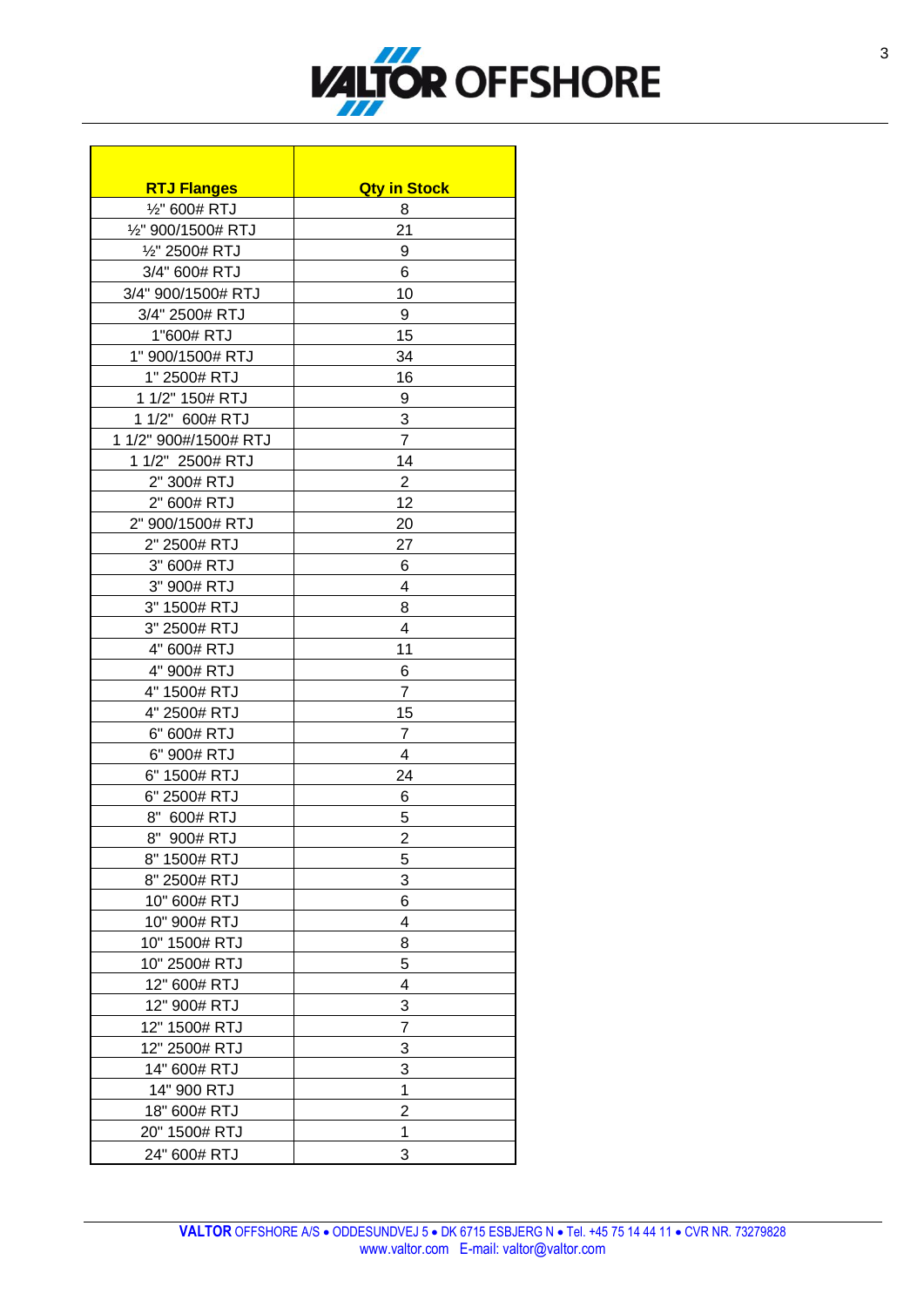| RTJ Flanges | Qty in Stock |
|---|---|
| ½" 600# RTJ | 8 |
| ½" 900/1500# RTJ | 21 |
| ½" 2500# RTJ | 9 |
| 3/4" 600# RTJ | 6 |
| 3/4" 900/1500# RTJ | 10 |
| 3/4" 2500# RTJ | 9 |
| 1"600# RTJ | 15 |
| 1" 900/1500# RTJ | 34 |
| 1" 2500# RTJ | 16 |
| 1 1/2" 150# RTJ | 9 |
| 1 1/2" 600# RTJ | 3 |
| 1 1/2" 900#/1500# RTJ | 7 |
| 1 1/2" 2500# RTJ | 14 |
| 2" 300# RTJ | 2 |
| 2" 600# RTJ | 12 |
| 2" 900/1500# RTJ | 20 |
| 2" 2500# RTJ | 27 |
| 3" 600# RTJ | 6 |
| 3" 900# RTJ | 4 |
| 3" 1500# RTJ | 8 |
| 3" 2500# RTJ | 4 |
| 4" 600# RTJ | 11 |
| 4" 900# RTJ | 6 |
| 4" 1500# RTJ | 7 |
| 4" 2500# RTJ | 15 |
| 6" 600# RTJ | 7 |
| 6" 900# RTJ | 4 |
| 6" 1500# RTJ | 24 |
| 6" 2500# RTJ | 6 |
| 8" 600# RTJ | 5 |
| 8" 900# RTJ | 2 |
| 8" 1500# RTJ | 5 |
| 8" 2500# RTJ | 3 |
| 10" 600# RTJ | 6 |
| 10" 900# RTJ | 4 |
| 10" 1500# RTJ | 8 |
| 10" 2500# RTJ | 5 |
| 12" 600# RTJ | 4 |
| 12" 900# RTJ | 3 |
| 12" 1500# RTJ | 7 |
| 12" 2500# RTJ | 3 |
| 14" 600# RTJ | 3 |
| 14" 900 RTJ | 1 |
| 18" 600# RTJ | 2 |
| 20" 1500# RTJ | 1 |
| 24" 600# RTJ | 3 |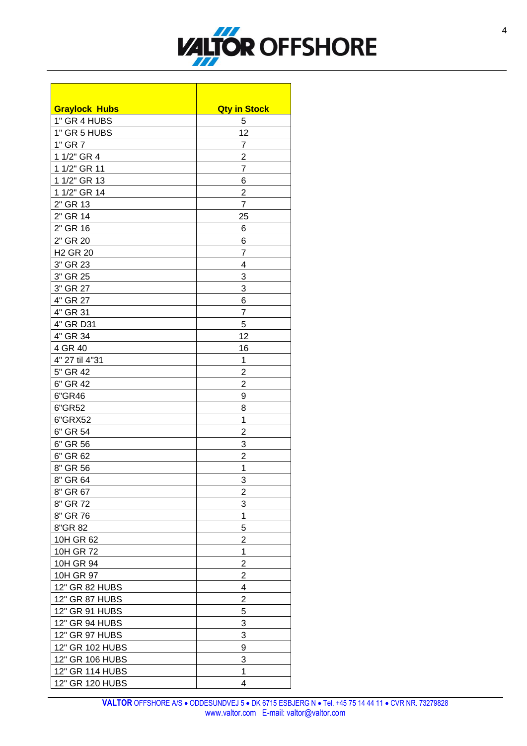| Graylock Hubs | Qty in Stock |
|---|---|
| 1" GR 4 HUBS | 5 |
| 1" GR 5 HUBS | 12 |
| 1" GR 7 | 7 |
| 1 1/2" GR 4 | 2 |
| 1 1/2" GR 11 | 7 |
| 1 1/2" GR 13 | 6 |
| 1 1/2" GR 14 | 2 |
| 2" GR 13 | 7 |
| 2" GR 14 | 25 |
| 2" GR 16 | 6 |
| 2" GR 20 | 6 |
| H2 GR 20 | 7 |
| 3" GR 23 | 4 |
| 3" GR 25 | 3 |
| 3" GR 27 | 3 |
| 4" GR 27 | 6 |
| 4" GR 31 | 7 |
| 4" GR D31 | 5 |
| 4" GR 34 | 12 |
| 4 GR 40 | 16 |
| 4" 27 til 4"31 | 1 |
| 5" GR 42 | 2 |
| 6" GR 42 | 2 |
| 6"GR46 | 9 |
| 6"GR52 | 8 |
| 6"GRX52 | 1 |
| 6" GR 54 | 2 |
| 6" GR 56 | 3 |
| 6" GR 62 | 2 |
| 8" GR 56 | 1 |
| 8" GR 64 | 3 |
| 8" GR 67 | 2 |
| 8" GR 72 | 3 |
| 8" GR 76 | 1 |
| 8"GR 82 | 5 |
| 10H GR 62 | 2 |
| 10H GR 72 | 1 |
| 10H GR 94 | 2 |
| 10H GR 97 | 2 |
| 12" GR 82 HUBS | 4 |
| 12" GR 87 HUBS | 2 |
| 12" GR 91 HUBS | 5 |
| 12" GR 94 HUBS | 3 |
| 12" GR 97 HUBS | 3 |
| 12" GR 102 HUBS | 9 |
| 12" GR 106 HUBS | 3 |
| 12" GR 114 HUBS | 1 |
| 12" GR 120 HUBS | 4 |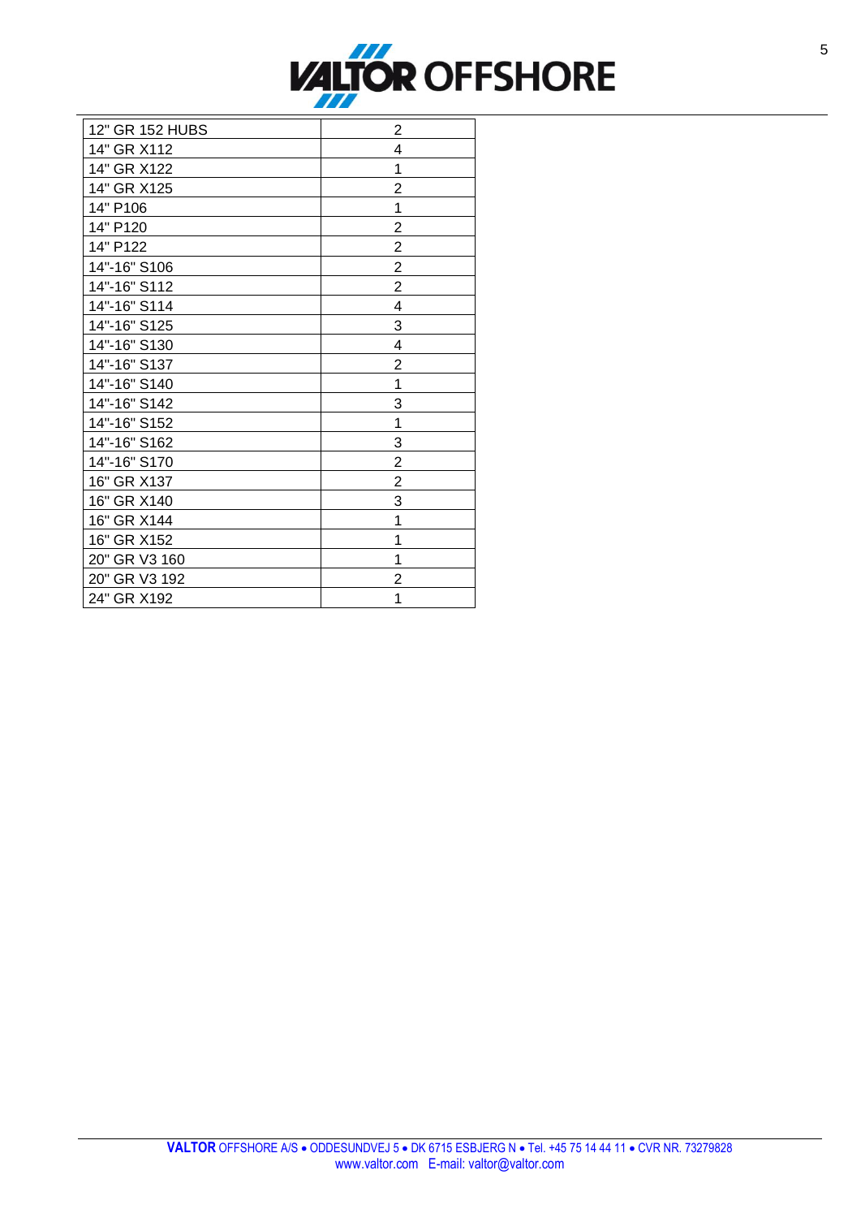| 12" GR 152 HUBS | 2 |
| --- | --- |
| 14" GR X112 | 4 |
| 14" GR X122 | 1 |
| 14" GR X125 | 2 |
| 14" P106 | 1 |
| 14" P120 | 2 |
| 14" P122 | 2 |
| 14"-16" S106 | 2 |
| 14"-16" S112 | 2 |
| 14"-16" S114 | 4 |
| 14"-16" S125 | 3 |
| 14"-16" S130 | 4 |
| 14"-16" S137 | 2 |
| 14"-16" S140 | 1 |
| 14"-16" S142 | 3 |
| 14"-16" S152 | 1 |
| 14"-16" S162 | 3 |
| 14"-16" S170 | 2 |
| 16" GR X137 | 2 |
| 16" GR X140 | 3 |
| 16" GR X144 | 1 |
| 16" GR X152 | 1 |
| 20" GR V3 160 | 1 |
| 20" GR V3 192 | 2 |
| 24" GR X192 | 1 |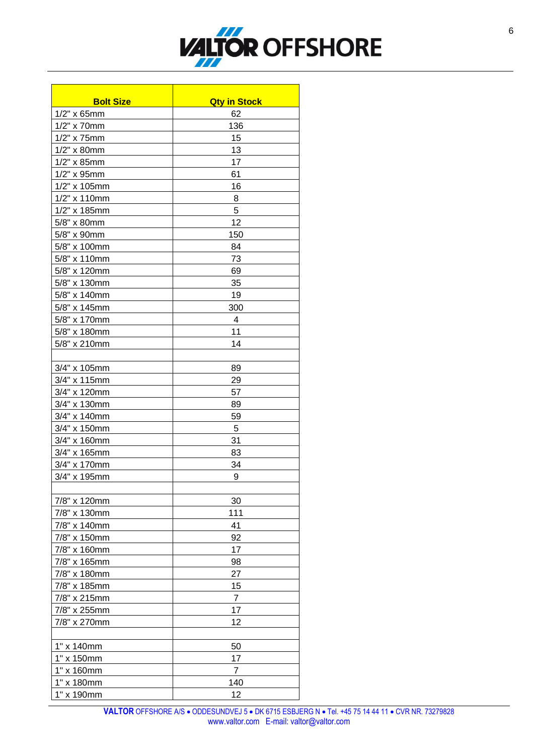| Bolt Size | Qty in Stock |
|---|---|
| 1/2" x 65mm | 62 |
| 1/2" x 70mm | 136 |
| 1/2" x 75mm | 15 |
| 1/2" x 80mm | 13 |
| 1/2" x 85mm | 17 |
| 1/2" x 95mm | 61 |
| 1/2" x 105mm | 16 |
| 1/2" x 110mm | 8 |
| 1/2" x 185mm | 5 |
| 5/8" x 80mm | 12 |
| 5/8" x 90mm | 150 |
| 5/8" x 100mm | 84 |
| 5/8" x 110mm | 73 |
| 5/8" x 120mm | 69 |
| 5/8" x 130mm | 35 |
| 5/8" x 140mm | 19 |
| 5/8" x 145mm | 300 |
| 5/8" x 170mm | 4 |
| 5/8" x 180mm | 11 |
| 5/8" x 210mm | 14 |
| | |
| 3/4" x 105mm | 89 |
| 3/4" x 115mm | 29 |
| 3/4" x 120mm | 57 |
| 3/4" x 130mm | 89 |
| 3/4" x 140mm | 59 |
| 3/4" x 150mm | 5 |
| 3/4" x 160mm | 31 |
| 3/4" x 165mm | 83 |
| 3/4" x 170mm | 34 |
| 3/4" x 195mm | 9 |
| | |
| 7/8" x 120mm | 30 |
| 7/8" x 130mm | 111 |
| 7/8" x 140mm | 41 |
| 7/8" x 150mm | 92 |
| 7/8" x 160mm | 17 |
| 7/8" x 165mm | 98 |
| 7/8" x 180mm | 27 |
| 7/8" x 185mm | 15 |
| 7/8" x 215mm | 7 |
| 7/8" x 255mm | 17 |
| 7/8" x 270mm | 12 |
| | |
| 1" x 140mm | 50 |
| 1" x 150mm | 17 |
| 1" x 160mm | 7 |
| 1" x 180mm | 140 |
| 1" x 190mm | 12 |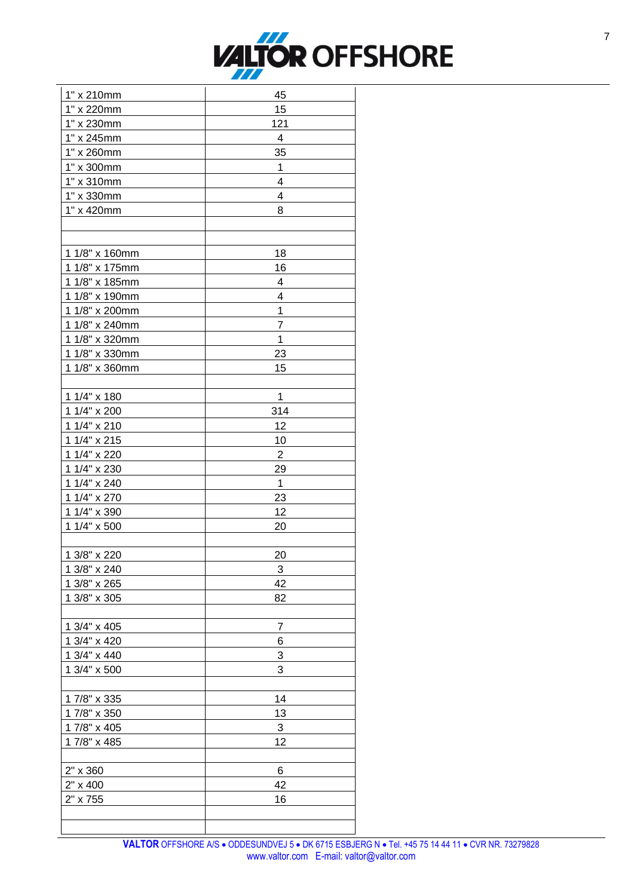| | |
|---|---|
| 1" x 210mm | 45 |
| 1" x 220mm | 15 |
| 1" x 230mm | 121 |
| 1" x 245mm | 4 |
| 1" x 260mm | 35 |
| 1" x 300mm | 1 |
| 1" x 310mm | 4 |
| 1" x 330mm | 4 |
| 1" x 420mm | 8 |
| | |
| | |
| 1 1/8" x 160mm | 18 |
| 1 1/8" x 175mm | 16 |
| 1 1/8" x 185mm | 4 |
| 1 1/8" x 190mm | 4 |
| 1 1/8" x 200mm | 1 |
| 1 1/8" x 240mm | 7 |
| 1 1/8" x 320mm | 1 |
| 1 1/8" x 330mm | 23 |
| 1 1/8" x 360mm | 15 |
| | |
| 1 1/4" x 180 | 1 |
| 1 1/4" x 200 | 314 |
| 1 1/4" x 210 | 12 |
| 1 1/4" x 215 | 10 |
| 1 1/4" x 220 | 2 |
| 1 1/4" x 230 | 29 |
| 1 1/4" x 240 | 1 |
| 1 1/4" x 270 | 23 |
| 1 1/4" x 390 | 12 |
| 1 1/4" x 500 | 20 |
| | |
| 1 3/8" x 220 | 20 |
| 1 3/8" x 240 | 3 |
| 1 3/8" x 265 | 42 |
| 1 3/8" x 305 | 82 |
| | |
| 1 3/4" x 405 | 7 |
| 1 3/4" x 420 | 6 |
| 1 3/4" x 440 | 3 |
| 1 3/4" x 500 | 3 |
| | |
| 1 7/8" x 335 | 14 |
| 1 7/8" x 350 | 13 |
| 1 7/8" x 405 | 3 |
| 1 7/8" x 485 | 12 |
| | |
| 2" x 360 | 6 |
| 2" x 400 | 42 |
| 2" x 755 | 16 |
| | |
| | |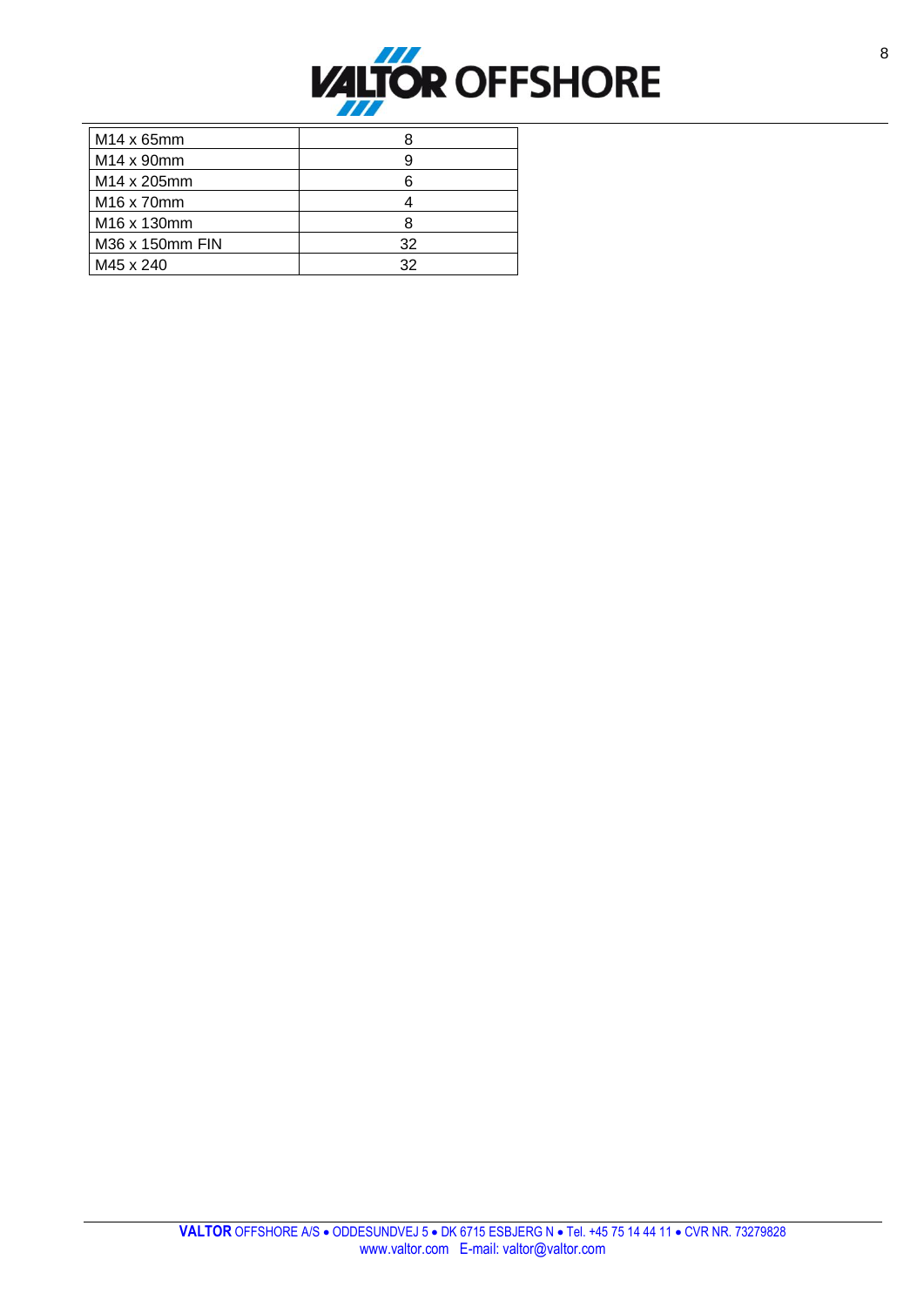| M14 x 65mm | 8 |
|---|---|
| M14 x 90mm | 9 |
| M14 x 205mm | 6 |
| M16 x 70mm | 4 |
| M16 x 130mm | 8 |
| M36 x 150mm FIN | 32 |
| M45 x 240 | 32 |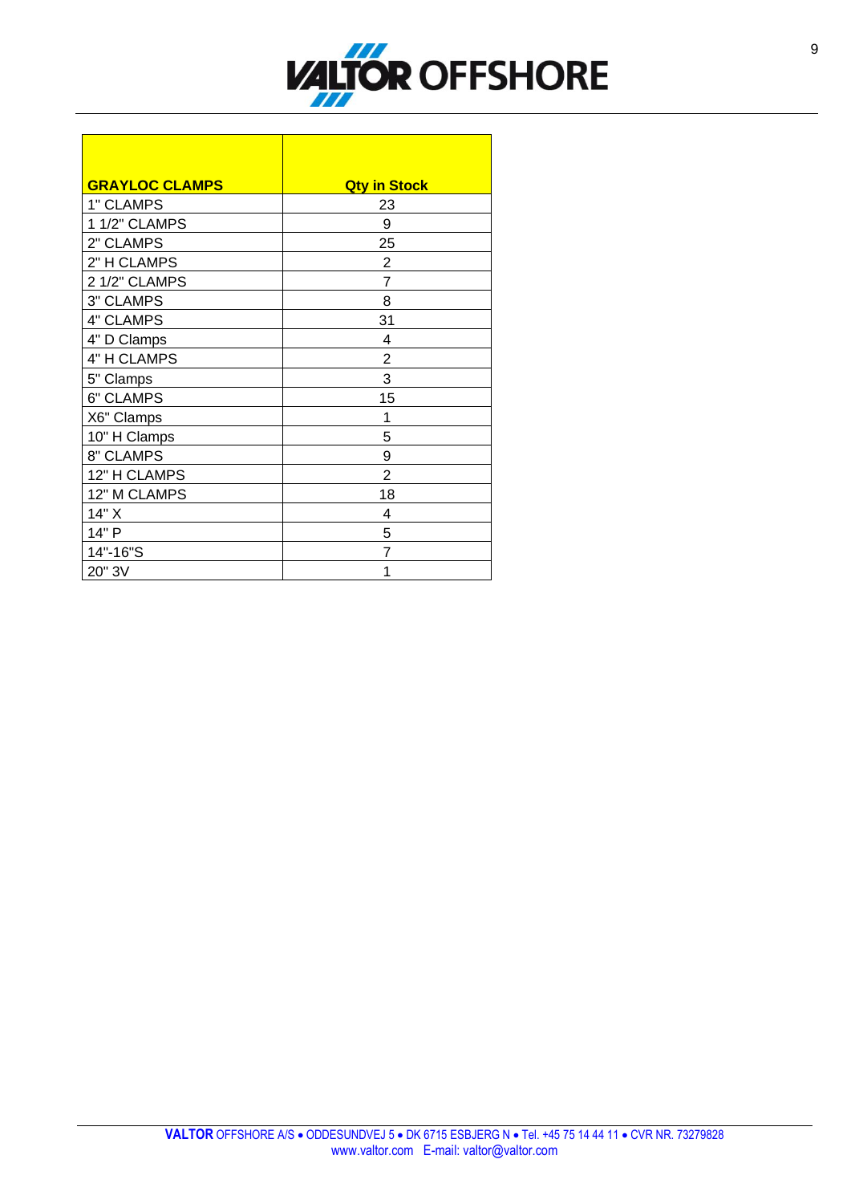| GRAYLOC CLAMPS | Qty in Stock |
|---|---|
| 1" CLAMPS | 23 |
| 1 1/2" CLAMPS | 9 |
| 2" CLAMPS | 25 |
| 2" H CLAMPS | 2 |
| 2 1/2" CLAMPS | 7 |
| 3" CLAMPS | 8 |
| 4" CLAMPS | 31 |
| 4" D Clamps | 4 |
| 4" H CLAMPS | 2 |
| 5" Clamps | 3 |
| 6" CLAMPS | 15 |
| X6" Clamps | 1 |
| 10" H Clamps | 5 |
| 8" CLAMPS | 9 |
| 12" H CLAMPS | 2 |
| 12" M CLAMPS | 18 |
| 14" X | 4 |
| 14" P | 5 |
| 14"-16"S | 7 |
| 20" 3V | 1 |